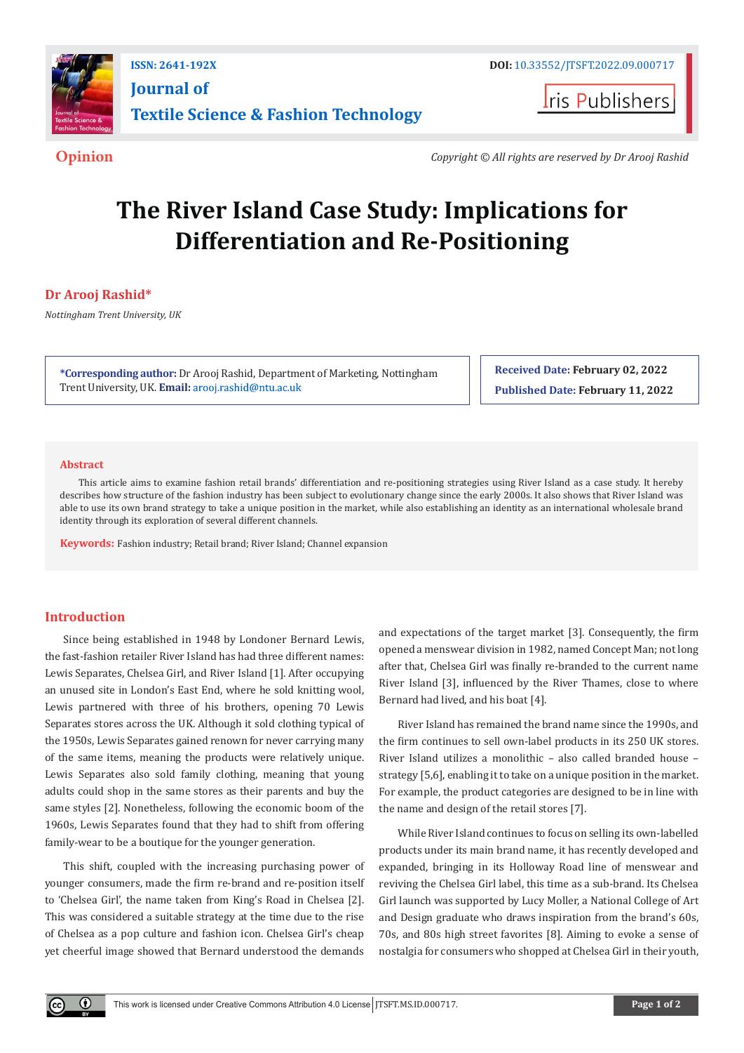Opinion

*Copyright © All rights are reserved by Dr Arooj Rashid*

# The River Island Case Study: Implications for Differentiation and Re-Positioning

**Dr Arooj Rashid***

*Nottingham Trent University, UK*

***Corresponding author:** Dr Arooj Rashid, Department of Marketing, Nottingham Trent University, UK. **Email:** arooj.rashid@ntu.ac.uk

**Received Date: February 02, 2022**

**Published Date: February 11, 2022**

## Abstract

This article aims to examine fashion retail brands' differentiation and re-positioning strategies using River Island as a case study. It hereby describes how structure of the fashion industry has been subject to evolutionary change since the early 2000s. It also shows that River Island was able to use its own brand strategy to take a unique position in the market, while also establishing an identity as an international wholesale brand identity through its exploration of several different channels.

**Keywords:** Fashion industry; Retail brand; River Island; Channel expansion

## Introduction

Since being established in 1948 by Londoner Bernard Lewis, the fast-fashion retailer River Island has had three different names: Lewis Separates, Chelsea Girl, and River Island [1]. After occupying an unused site in London's East End, where he sold knitting wool, Lewis partnered with three of his brothers, opening 70 Lewis Separates stores across the UK. Although it sold clothing typical of the 1950s, Lewis Separates gained renown for never carrying many of the same items, meaning the products were relatively unique. Lewis Separates also sold family clothing, meaning that young adults could shop in the same stores as their parents and buy the same styles [2]. Nonetheless, following the economic boom of the 1960s, Lewis Separates found that they had to shift from offering family-wear to be a boutique for the younger generation.

This shift, coupled with the increasing purchasing power of younger consumers, made the firm re-brand and re-position itself to 'Chelsea Girl', the name taken from King's Road in Chelsea [2]. This was considered a suitable strategy at the time due to the rise of Chelsea as a pop culture and fashion icon. Chelsea Girl's cheap yet cheerful image showed that Bernard understood the demands and expectations of the target market [3]. Consequently, the firm opened a menswear division in 1982, named Concept Man; not long after that, Chelsea Girl was finally re-branded to the current name River Island [3], influenced by the River Thames, close to where Bernard had lived, and his boat [4].

River Island has remained the brand name since the 1990s, and the firm continues to sell own-label products in its 250 UK stores. River Island utilizes a monolithic – also called branded house – strategy [5,6], enabling it to take on a unique position in the market. For example, the product categories are designed to be in line with the name and design of the retail stores [7].

While River Island continues to focus on selling its own-labelled products under its main brand name, it has recently developed and expanded, bringing in its Holloway Road line of menswear and reviving the Chelsea Girl label, this time as a sub-brand. Its Chelsea Girl launch was supported by Lucy Moller, a National College of Art and Design graduate who draws inspiration from the brand's 60s, 70s, and 80s high street favorites [8]. Aiming to evoke a sense of nostalgia for consumers who shopped at Chelsea Girl in their youth,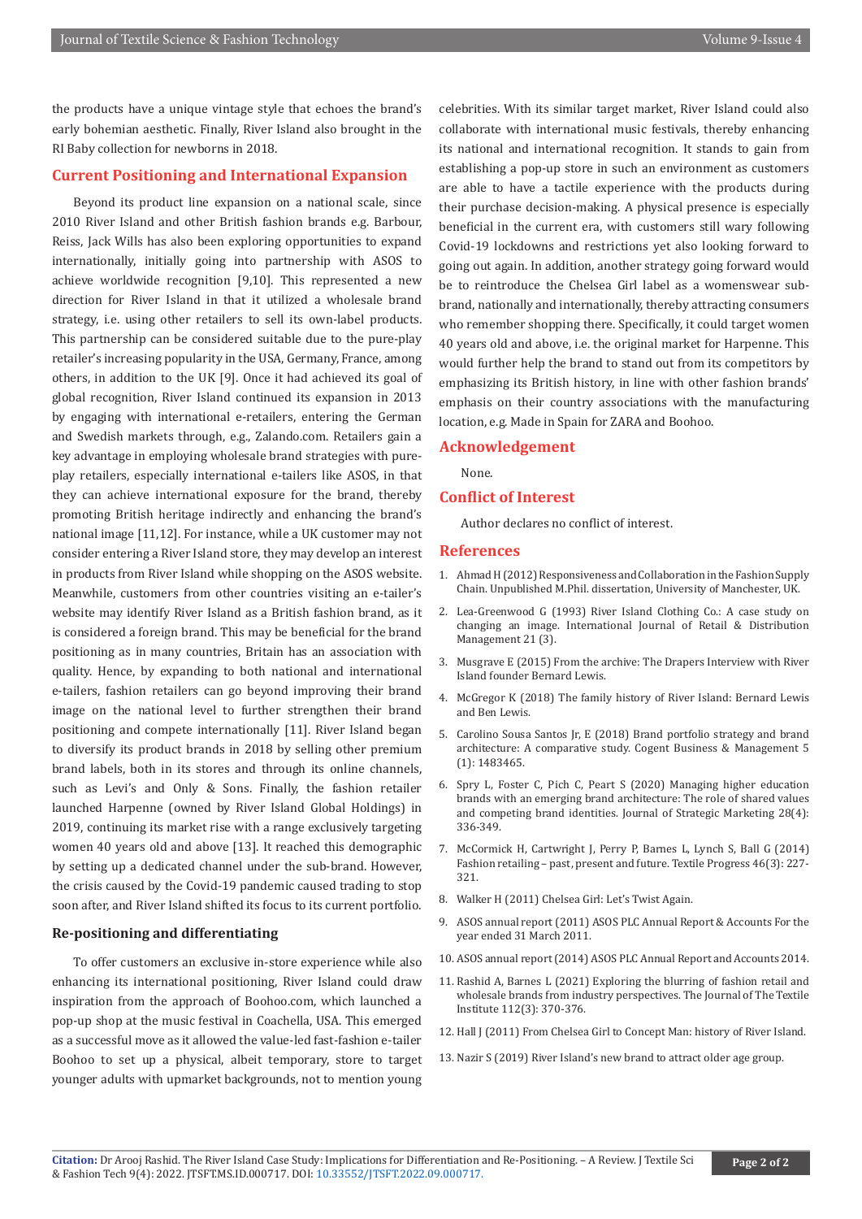the products have a unique vintage style that echoes the brand's early bohemian aesthetic. Finally, River Island also brought in the RI Baby collection for newborns in 2018.

## Current Positioning and International Expansion

Beyond its product line expansion on a national scale, since 2010 River Island and other British fashion brands e.g. Barbour, Reiss, Jack Wills has also been exploring opportunities to expand internationally, initially going into partnership with ASOS to achieve worldwide recognition [9,10]. This represented a new direction for River Island in that it utilized a wholesale brand strategy, i.e. using other retailers to sell its own-label products. This partnership can be considered suitable due to the pure-play retailer's increasing popularity in the USA, Germany, France, among others, in addition to the UK [9]. Once it had achieved its goal of global recognition, River Island continued its expansion in 2013 by engaging with international e-retailers, entering the German and Swedish markets through, e.g., Zalando.com. Retailers gain a key advantage in employing wholesale brand strategies with pure-play retailers, especially international e-tailers like ASOS, in that they can achieve international exposure for the brand, thereby promoting British heritage indirectly and enhancing the brand's national image [11,12]. For instance, while a UK customer may not consider entering a River Island store, they may develop an interest in products from River Island while shopping on the ASOS website. Meanwhile, customers from other countries visiting an e-tailer's website may identify River Island as a British fashion brand, as it is considered a foreign brand. This may be beneficial for the brand positioning as in many countries, Britain has an association with quality. Hence, by expanding to both national and international e-tailers, fashion retailers can go beyond improving their brand image on the national level to further strengthen their brand positioning and compete internationally [11]. River Island began to diversify its product brands in 2018 by selling other premium brand labels, both in its stores and through its online channels, such as Levi's and Only & Sons. Finally, the fashion retailer launched Harpenne (owned by River Island Global Holdings) in 2019, continuing its market rise with a range exclusively targeting women 40 years old and above [13]. It reached this demographic by setting up a dedicated channel under the sub-brand. However, the crisis caused by the Covid-19 pandemic caused trading to stop soon after, and River Island shifted its focus to its current portfolio.

### Re-positioning and differentiating

To offer customers an exclusive in-store experience while also enhancing its international positioning, River Island could draw inspiration from the approach of Boohoo.com, which launched a pop-up shop at the music festival in Coachella, USA. This emerged as a successful move as it allowed the value-led fast-fashion e-tailer Boohoo to set up a physical, albeit temporary, store to target younger adults with upmarket backgrounds, not to mention young celebrities. With its similar target market, River Island could also collaborate with international music festivals, thereby enhancing its national and international recognition. It stands to gain from establishing a pop-up store in such an environment as customers are able to have a tactile experience with the products during their purchase decision-making. A physical presence is especially beneficial in the current era, with customers still wary following Covid-19 lockdowns and restrictions yet also looking forward to going out again. In addition, another strategy going forward would be to reintroduce the Chelsea Girl label as a womenswear sub-brand, nationally and internationally, thereby attracting consumers who remember shopping there. Specifically, it could target women 40 years old and above, i.e. the original market for Harpenne. This would further help the brand to stand out from its competitors by emphasizing its British history, in line with other fashion brands' emphasis on their country associations with the manufacturing location, e.g. Made in Spain for ZARA and Boohoo.

## Acknowledgement

None.

## Conflict of Interest

Author declares no conflict of interest.

## References

1. Ahmad H (2012) Responsiveness and Collaboration in the Fashion Supply Chain. Unpublished M.Phil. dissertation, University of Manchester, UK.
2. Lea-Greenwood G (1993) River Island Clothing Co.: A case study on changing an image. International Journal of Retail & Distribution Management 21 (3).
3. Musgrave E (2015) From the archive: The Drapers Interview with River Island founder Bernard Lewis.
4. McGregor K (2018) The family history of River Island: Bernard Lewis and Ben Lewis.
5. Carolino Sousa Santos Jr, E (2018) Brand portfolio strategy and brand architecture: A comparative study. Cogent Business & Management 5 (1): 1483465.
6. Spry L, Foster C, Pich C, Peart S (2020) Managing higher education brands with an emerging brand architecture: The role of shared values and competing brand identities. Journal of Strategic Marketing 28(4): 336-349.
7. McCormick H, Cartwright J, Perry P, Barnes L, Lynch S, Ball G (2014) Fashion retailing – past, present and future. Textile Progress 46(3): 227-321.
8. Walker H (2011) Chelsea Girl: Let's Twist Again.
9. ASOS annual report (2011) ASOS PLC Annual Report & Accounts For the year ended 31 March 2011.
10. ASOS annual report (2014) ASOS PLC Annual Report and Accounts 2014.
11. Rashid A, Barnes L (2021) Exploring the blurring of fashion retail and wholesale brands from industry perspectives. The Journal of The Textile Institute 112(3): 370-376.
12. Hall J (2011) From Chelsea Girl to Concept Man: history of River Island.
13. Nazir S (2019) River Island's new brand to attract older age group.